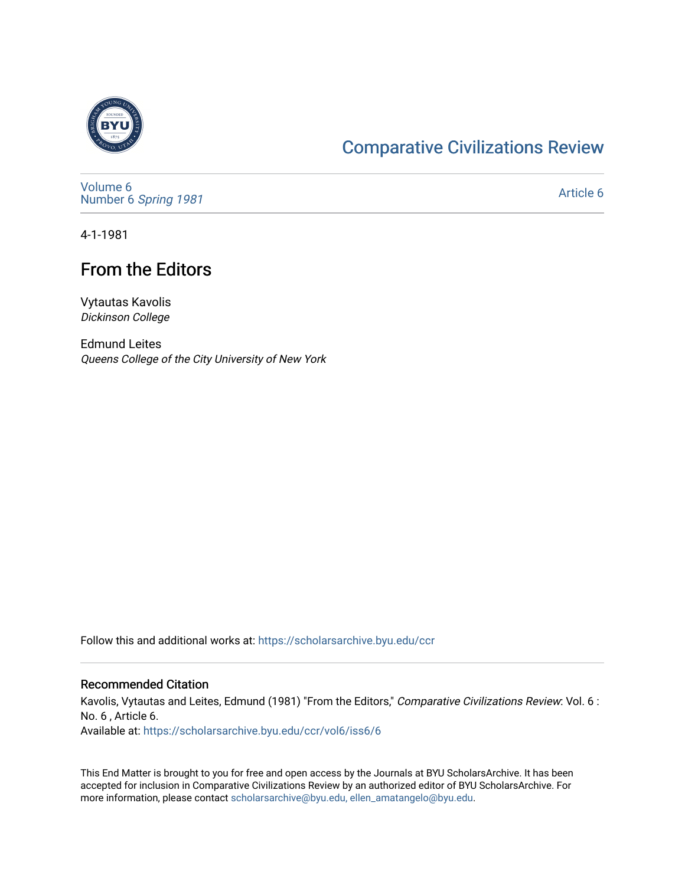Comparative Civilizations Review

Volume 6
Number 6 *Spring 1981*

Article 6

4-1-1981

# From the Editors

Vytautas Kavolis
*Dickinson College*

Edmund Leites
*Queens College of the City University of New York*

Follow this and additional works at: https://scholarsarchive.byu.edu/ccr

## Recommended Citation

Kavolis, Vytautas and Leites, Edmund (1981) "From the Editors," *Comparative Civilizations Review*: Vol. 6 : No. 6 , Article 6.
Available at: https://scholarsarchive.byu.edu/ccr/vol6/iss6/6

This End Matter is brought to you for free and open access by the Journals at BYU ScholarsArchive. It has been accepted for inclusion in Comparative Civilizations Review by an authorized editor of BYU ScholarsArchive. For more information, please contact scholarsarchive@byu.edu, ellen_amatangelo@byu.edu.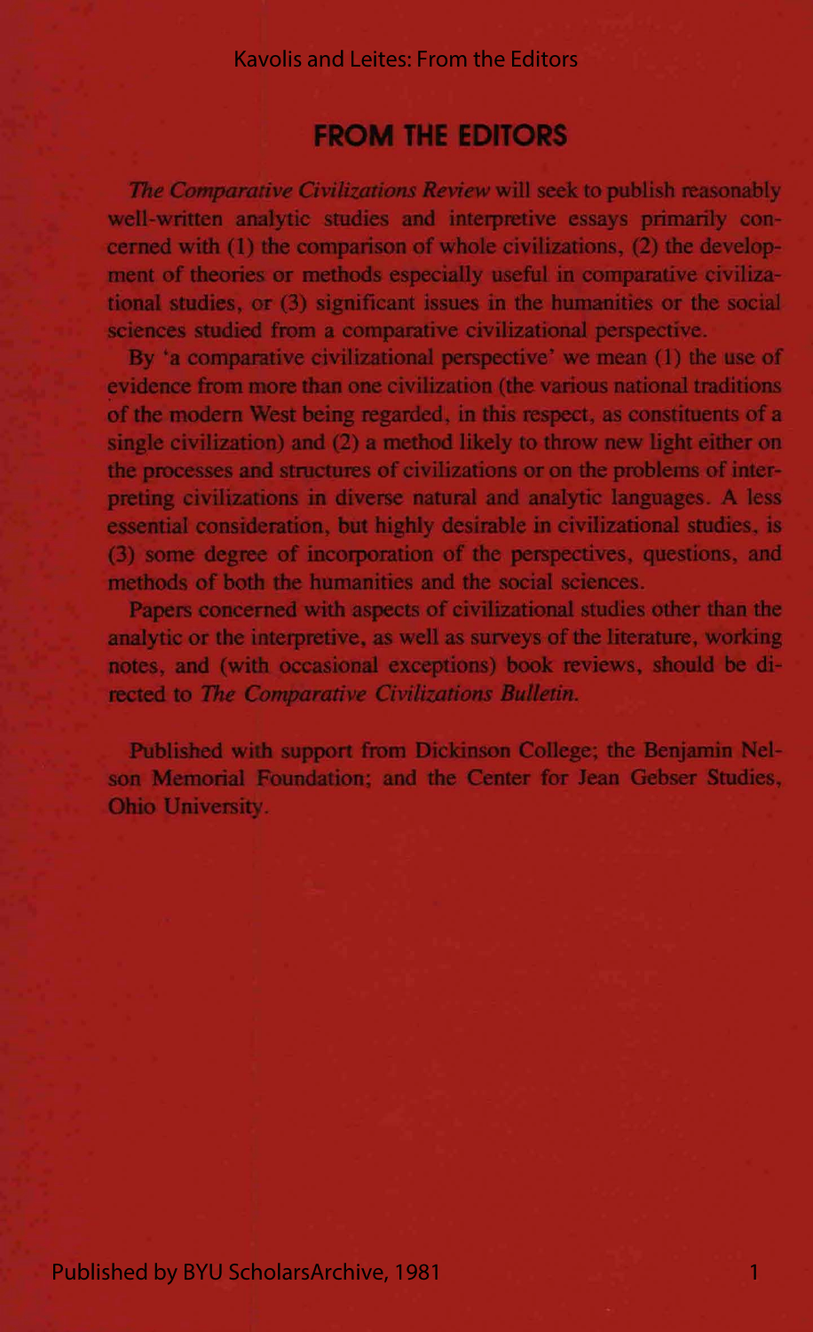## FROM THE EDITORS

*The Comparative Civilizations Review* will seek to publish reasonably well-written analytic studies and interpretive essays primarily concerned with (1) the comparison of whole civilizations, (2) the development of theories or methods especially useful in comparative civilizational studies, or (3) significant issues in the humanities or the social sciences studied from a comparative civilizational perspective.

By 'a comparative civilizational perspective' we mean (1) the use of evidence from more than one civilization (the various national traditions of the modern West being regarded, in this respect, as constituents of a single civilization) and (2) a method likely to throw new light either on the processes and structures of civilizations or on the problems of interpreting civilizations in diverse natural and analytic languages. A less essential consideration, but highly desirable in civilizational studies, is (3) some degree of incorporation of the perspectives, questions, and methods of both the humanities and the social sciences.

Papers concerned with aspects of civilizational studies other than the analytic or the interpretive, as well as surveys of the literature, working notes, and (with occasional exceptions) book reviews, should be directed to *The Comparative Civilizations Bulletin.*

Published with support from Dickinson College; the Benjamin Nelson Memorial Foundation; and the Center for Jean Gebser Studies, Ohio University.